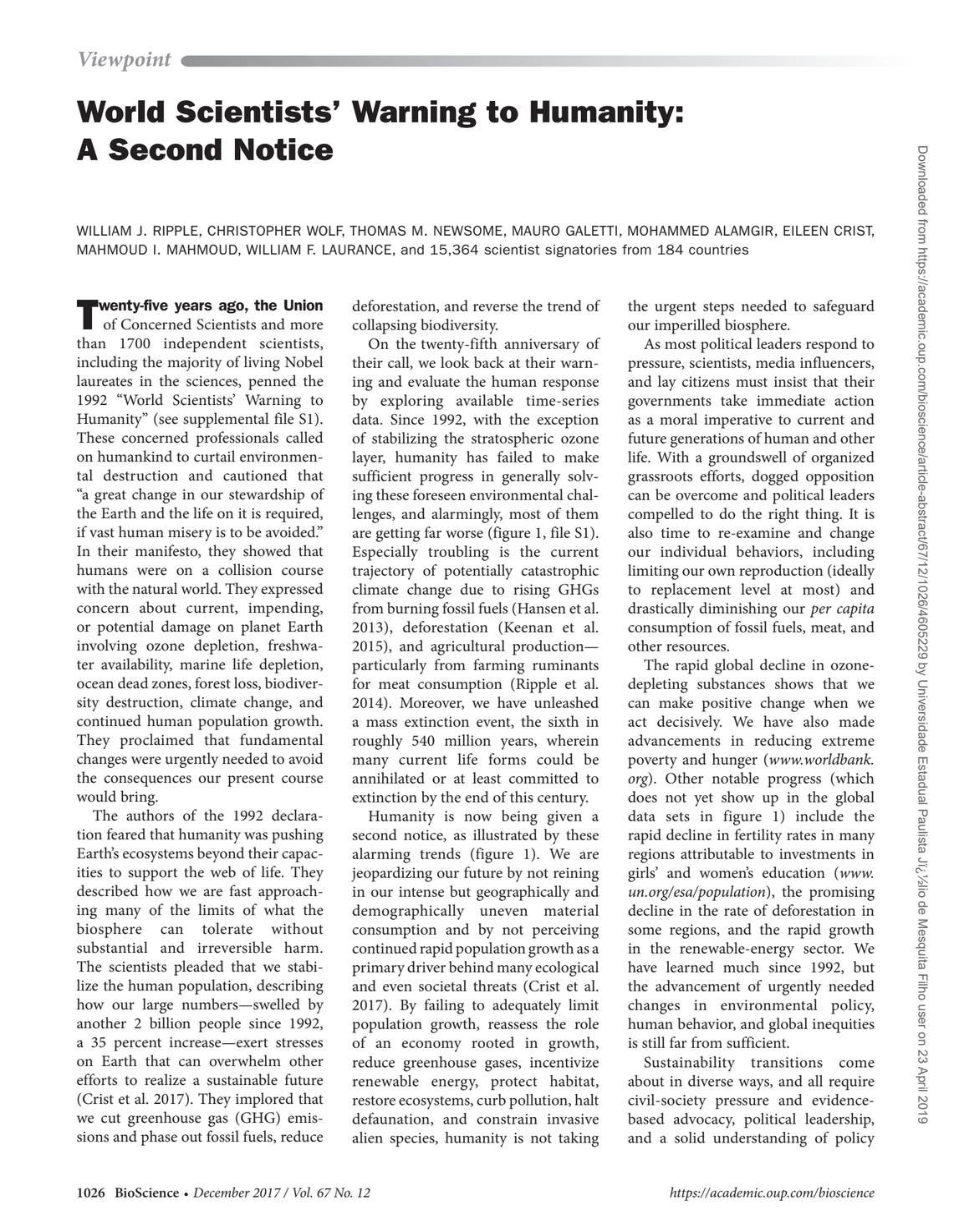*Viewpoint*

# World Scientists' Warning to Humanity: A Second Notice

WILLIAM J. RIPPLE, CHRISTOPHER WOLF, THOMAS M. NEWSOME, MAURO GALETTI, MOHAMMED ALAMGIR, EILEEN CRIST, MAHMOUD I. MAHMOUD, WILLIAM F. LAURANCE, and 15,364 scientist signatories from 184 countries

**Twenty-five years ago, the Union** of Concerned Scientists and more than 1700 independent scientists, including the majority of living Nobel laureates in the sciences, penned the 1992 "World Scientists' Warning to Humanity" (see supplemental file S1). These concerned professionals called on humankind to curtail environmental destruction and cautioned that "a great change in our stewardship of the Earth and the life on it is required, if vast human misery is to be avoided." In their manifesto, they showed that humans were on a collision course with the natural world. They expressed concern about current, impending, or potential damage on planet Earth involving ozone depletion, freshwater availability, marine life depletion, ocean dead zones, forest loss, biodiversity destruction, climate change, and continued human population growth. They proclaimed that fundamental changes were urgently needed to avoid the consequences our present course would bring.

The authors of the 1992 declaration feared that humanity was pushing Earth's ecosystems beyond their capacities to support the web of life. They described how we are fast approaching many of the limits of what the biosphere can tolerate without substantial and irreversible harm. The scientists pleaded that we stabilize the human population, describing how our large numbers—swelled by another 2 billion people since 1992, a 35 percent increase—exert stresses on Earth that can overwhelm other efforts to realize a sustainable future (Crist et al. 2017). They implored that we cut greenhouse gas (GHG) emissions and phase out fossil fuels, reduce deforestation, and reverse the trend of collapsing biodiversity.

On the twenty-fifth anniversary of their call, we look back at their warning and evaluate the human response by exploring available time-series data. Since 1992, with the exception of stabilizing the stratospheric ozone layer, humanity has failed to make sufficient progress in generally solving these foreseen environmental challenges, and alarmingly, most of them are getting far worse (figure 1, file S1). Especially troubling is the current trajectory of potentially catastrophic climate change due to rising GHGs from burning fossil fuels (Hansen et al. 2013), deforestation (Keenan et al. 2015), and agricultural production—particularly from farming ruminants for meat consumption (Ripple et al. 2014). Moreover, we have unleashed a mass extinction event, the sixth in roughly 540 million years, wherein many current life forms could be annihilated or at least committed to extinction by the end of this century.

Humanity is now being given a second notice, as illustrated by these alarming trends (figure 1). We are jeopardizing our future by not reining in our intense but geographically and demographically uneven material consumption and by not perceiving continued rapid population growth as a primary driver behind many ecological and even societal threats (Crist et al. 2017). By failing to adequately limit population growth, reassess the role of an economy rooted in growth, reduce greenhouse gases, incentivize renewable energy, protect habitat, restore ecosystems, curb pollution, halt defaunation, and constrain invasive alien species, humanity is not taking the urgent steps needed to safeguard our imperilled biosphere.

As most political leaders respond to pressure, scientists, media influencers, and lay citizens must insist that their governments take immediate action as a moral imperative to current and future generations of human and other life. With a groundswell of organized grassroots efforts, dogged opposition can be overcome and political leaders compelled to do the right thing. It is also time to re-examine and change our individual behaviors, including limiting our own reproduction (ideally to replacement level at most) and drastically diminishing our *per capita* consumption of fossil fuels, meat, and other resources.

The rapid global decline in ozone-depleting substances shows that we can make positive change when we act decisively. We have also made advancements in reducing extreme poverty and hunger (*www.worldbank.org*). Other notable progress (which does not yet show up in the global data sets in figure 1) include the rapid decline in fertility rates in many regions attributable to investments in girls' and women's education (*www.un.org/esa/population*), the promising decline in the rate of deforestation in some regions, and the rapid growth in the renewable-energy sector. We have learned much since 1992, but the advancement of urgently needed changes in environmental policy, human behavior, and global inequities is still far from sufficient.

Sustainability transitions come about in diverse ways, and all require civil-society pressure and evidence-based advocacy, political leadership, and a solid understanding of policy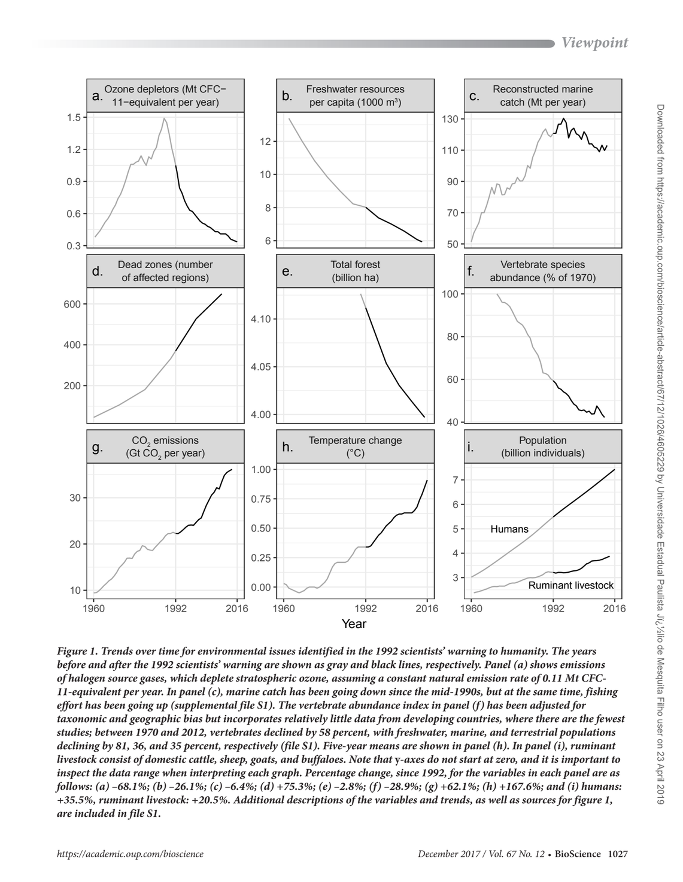Figure 1. Trends over time for environmental issues identified in the 1992 scientists' warning to humanity. The years before and after the 1992 scientists' warning are shown as gray and black lines, respectively. Panel (a) shows emissions of halogen source gases, which deplete stratospheric ozone, assuming a constant natural emission rate of 0.11 Mt CFC-11-equivalent per year. In panel (c), marine catch has been going down since the mid-1990s, but at the same time, fishing effort has been going up (supplemental file S1). The vertebrate abundance index in panel (f) has been adjusted for taxonomic and geographic bias but incorporates relatively little data from developing countries, where there are the fewest studies; between 1970 and 2012, vertebrates declined by 58 percent, with freshwater, marine, and terrestrial populations declining by 81, 36, and 35 percent, respectively (file S1). Five-year means are shown in panel (h). In panel (i), ruminant livestock consist of domestic cattle, sheep, goats, and buffaloes. Note that y-axes do not start at zero, and it is important to inspect the data range when interpreting each graph. Percentage change, since 1992, for the variables in each panel are as follows: (a) –68.1%; (b) –26.1%; (c) –6.4%; (d) +75.3%; (e) –2.8%; (f) –28.9%; (g) +62.1%; (h) +167.6%; and (i) humans: +35.5%, ruminant livestock: +20.5%. Additional descriptions of the variables and trends, as well as sources for figure 1, are included in file S1.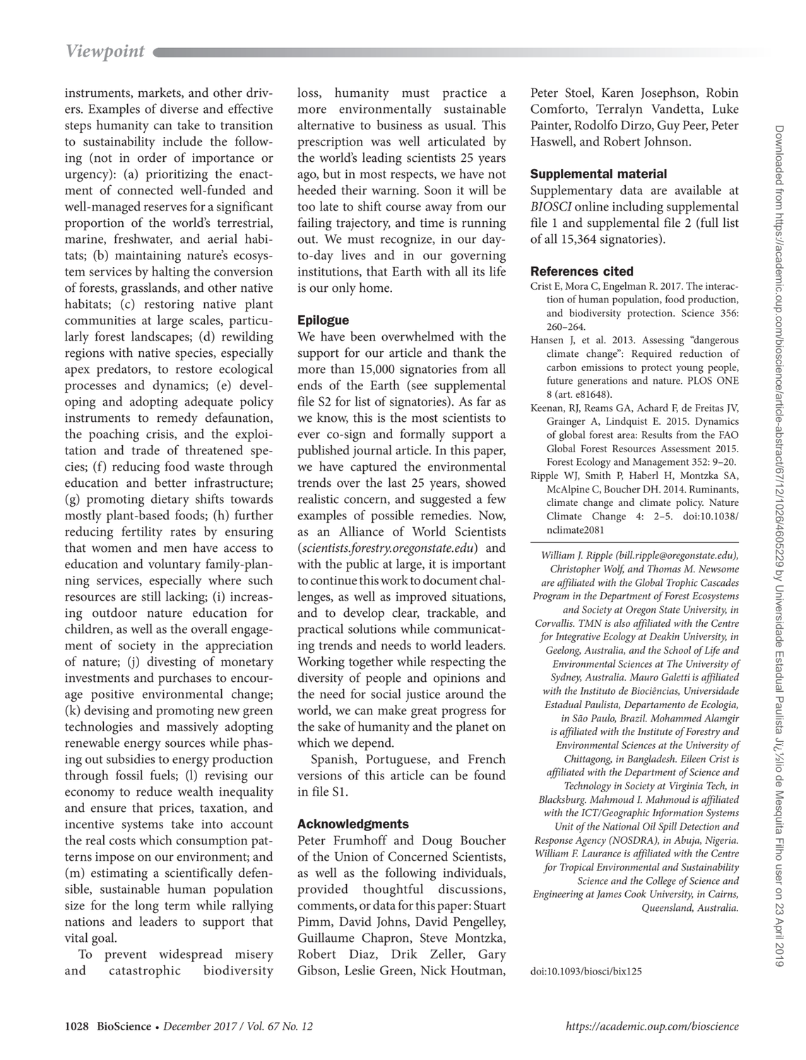instruments, markets, and other drivers. Examples of diverse and effective steps humanity can take to transition to sustainability include the following (not in order of importance or urgency): (a) prioritizing the enactment of connected well-funded and well-managed reserves for a significant proportion of the world's terrestrial, marine, freshwater, and aerial habitats; (b) maintaining nature's ecosystem services by halting the conversion of forests, grasslands, and other native habitats; (c) restoring native plant communities at large scales, particularly forest landscapes; (d) rewilding regions with native species, especially apex predators, to restore ecological processes and dynamics; (e) developing and adopting adequate policy instruments to remedy defaunation, the poaching crisis, and the exploitation and trade of threatened species; (f) reducing food waste through education and better infrastructure; (g) promoting dietary shifts towards mostly plant-based foods; (h) further reducing fertility rates by ensuring that women and men have access to education and voluntary family-planning services, especially where such resources are still lacking; (i) increasing outdoor nature education for children, as well as the overall engagement of society in the appreciation of nature; (j) divesting of monetary investments and purchases to encourage positive environmental change; (k) devising and promoting new green technologies and massively adopting renewable energy sources while phasing out subsidies to energy production through fossil fuels; (l) revising our economy to reduce wealth inequality and ensure that prices, taxation, and incentive systems take into account the real costs which consumption patterns impose on our environment; and (m) estimating a scientifically defensible, sustainable human population size for the long term while rallying nations and leaders to support that vital goal.

To prevent widespread misery and catastrophic biodiversity loss, humanity must practice a more environmentally sustainable alternative to business as usual. This prescription was well articulated by the world's leading scientists 25 years ago, but in most respects, we have not heeded their warning. Soon it will be too late to shift course away from our failing trajectory, and time is running out. We must recognize, in our day-to-day lives and in our governing institutions, that Earth with all its life is our only home.

## Epilogue

We have been overwhelmed with the support for our article and thank the more than 15,000 signatories from all ends of the Earth (see supplemental file S2 for list of signatories). As far as we know, this is the most scientists to ever co-sign and formally support a published journal article. In this paper, we have captured the environmental trends over the last 25 years, showed realistic concern, and suggested a few examples of possible remedies. Now, as an Alliance of World Scientists (*scientists.forestry.oregonstate.edu*) and with the public at large, it is important to continue this work to document challenges, as well as improved situations, and to develop clear, trackable, and practical solutions while communicating trends and needs to world leaders. Working together while respecting the diversity of people and opinions and the need for social justice around the world, we can make great progress for the sake of humanity and the planet on which we depend.

Spanish, Portuguese, and French versions of this article can be found in file S1.

## Acknowledgments

Peter Frumhoff and Doug Boucher of the Union of Concerned Scientists, as well as the following individuals, provided thoughtful discussions, comments, or data for this paper: Stuart Pimm, David Johns, David Pengelley, Guillaume Chapron, Steve Montzka, Robert Diaz, Drik Zeller, Gary Gibson, Leslie Green, Nick Houtman, Peter Stoel, Karen Josephson, Robin Comforto, Terralyn Vandetta, Luke Painter, Rodolfo Dirzo, Guy Peer, Peter Haswell, and Robert Johnson.

## Supplemental material

Supplementary data are available at *BIOSCI* online including supplemental file 1 and supplemental file 2 (full list of all 15,364 signatories).

## References cited

Crist E, Mora C, Engelman R. 2017. The interaction of human population, food production, and biodiversity protection. Science 356: 260–264.

Hansen J, et al. 2013. Assessing "dangerous climate change": Required reduction of carbon emissions to protect young people, future generations and nature. PLOS ONE 8 (art. e81648).

Keenan, RJ, Reams GA, Achard F, de Freitas JV, Grainger A, Lindquist E. 2015. Dynamics of global forest area: Results from the FAO Global Forest Resources Assessment 2015. Forest Ecology and Management 352: 9–20.

Ripple WJ, Smith P, Haberl H, Montzka SA, McAlpine C, Boucher DH. 2014. Ruminants, climate change and climate policy. Nature Climate Change 4: 2–5. doi:10.1038/nclimate2081

*William J. Ripple (bill.ripple@oregonstate.edu), Christopher Wolf, and Thomas M. Newsome are affiliated with the Global Trophic Cascades Program in the Department of Forest Ecosystems and Society at Oregon State University, in Corvallis. TMN is also affiliated with the Centre for Integrative Ecology at Deakin University, in Geelong, Australia, and the School of Life and Environmental Sciences at The University of Sydney, Australia. Mauro Galetti is affiliated with the Instituto de Biociências, Universidade Estadual Paulista, Departamento de Ecologia, in São Paulo, Brazil. Mohammed Alamgir is affiliated with the Institute of Forestry and Environmental Sciences at the University of Chittagong, in Bangladesh. Eileen Crist is affiliated with the Department of Science and Technology in Society at Virginia Tech, in Blacksburg. Mahmoud I. Mahmoud is affiliated with the ICT/Geographic Information Systems Unit of the National Oil Spill Detection and Response Agency (NOSDRA), in Abuja, Nigeria. William F. Laurance is affiliated with the Centre for Tropical Environmental and Sustainability Science and the College of Science and Engineering at James Cook University, in Cairns, Queensland, Australia.*

doi:10.1093/biosci/bix125